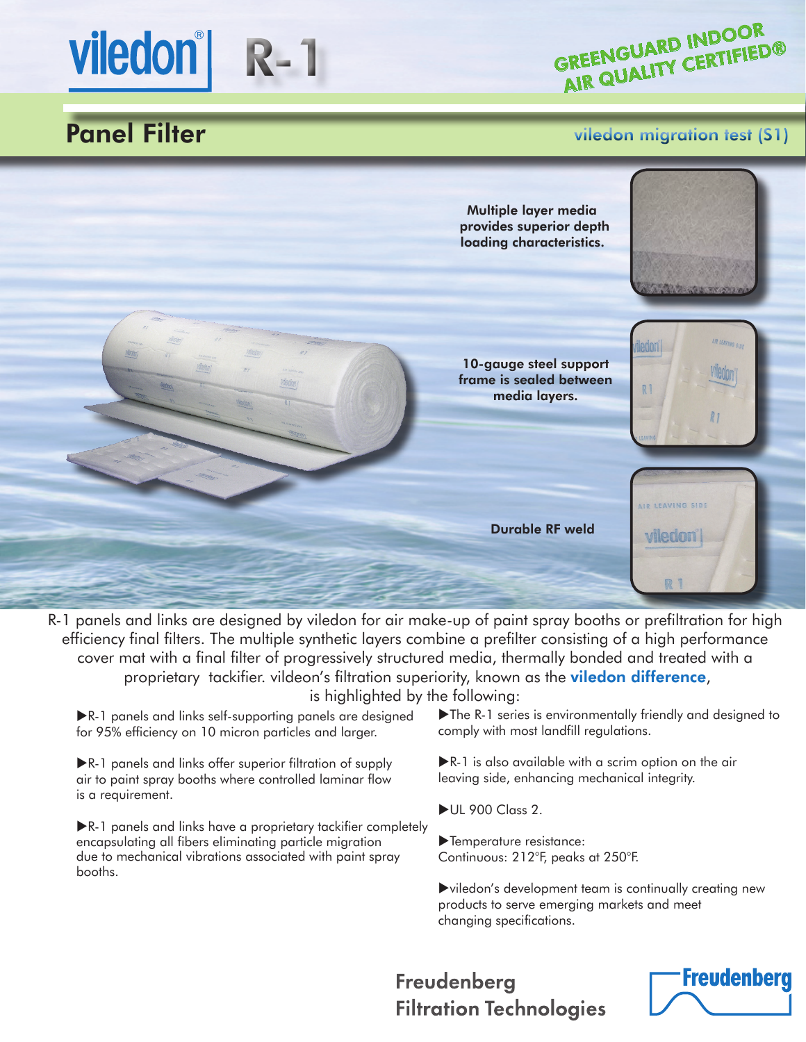# viledon® | R-1

GREENGUARD INDOOR AIR QUALITY CERTIFIED®

## Panel Filter

viledon migration test (S1)

**Multiple layer media provides superior depth loading characteristics.**

**10-gauge steel support frame is sealed between media layers.**

**Durable RF weld**

R-1 panels and links are designed by viledon for air make-up of paint spray booths or prefiltration for high efficiency final filters. The multiple synthetic layers combine a prefilter consisting of a high performance cover mat with a final filter of progressively structured media, thermally bonded and treated with a proprietary tackifier. vildeon's filtration superiority, known as the **viledon difference**, is highlighted by the following:

- ▶R-1 panels and links self-supporting panels are designed for 95% efficiency on 10 micron particles and larger.
- ▶R-1 panels and links offer superior filtration of supply air to paint spray booths where controlled laminar flow is a requirement.
- ▶R-1 panels and links have a proprietary tackifier completely encapsulating all fibers eliminating particle migration due to mechanical vibrations associated with paint spray booths.
- ▶The R-1 series is environmentally friendly and designed to comply with most landfill regulations.
- ▶R-1 is also available with a scrim option on the air leaving side, enhancing mechanical integrity.
- ▶UL 900 Class 2.
- ▶Temperature resistance: Continuous: 212°F, peaks at 250°F.
- ▶viledon's development team is continually creating new products to serve emerging markets and meet changing specifications.

**Freudenberg Filtration Technologies**

Freudenberg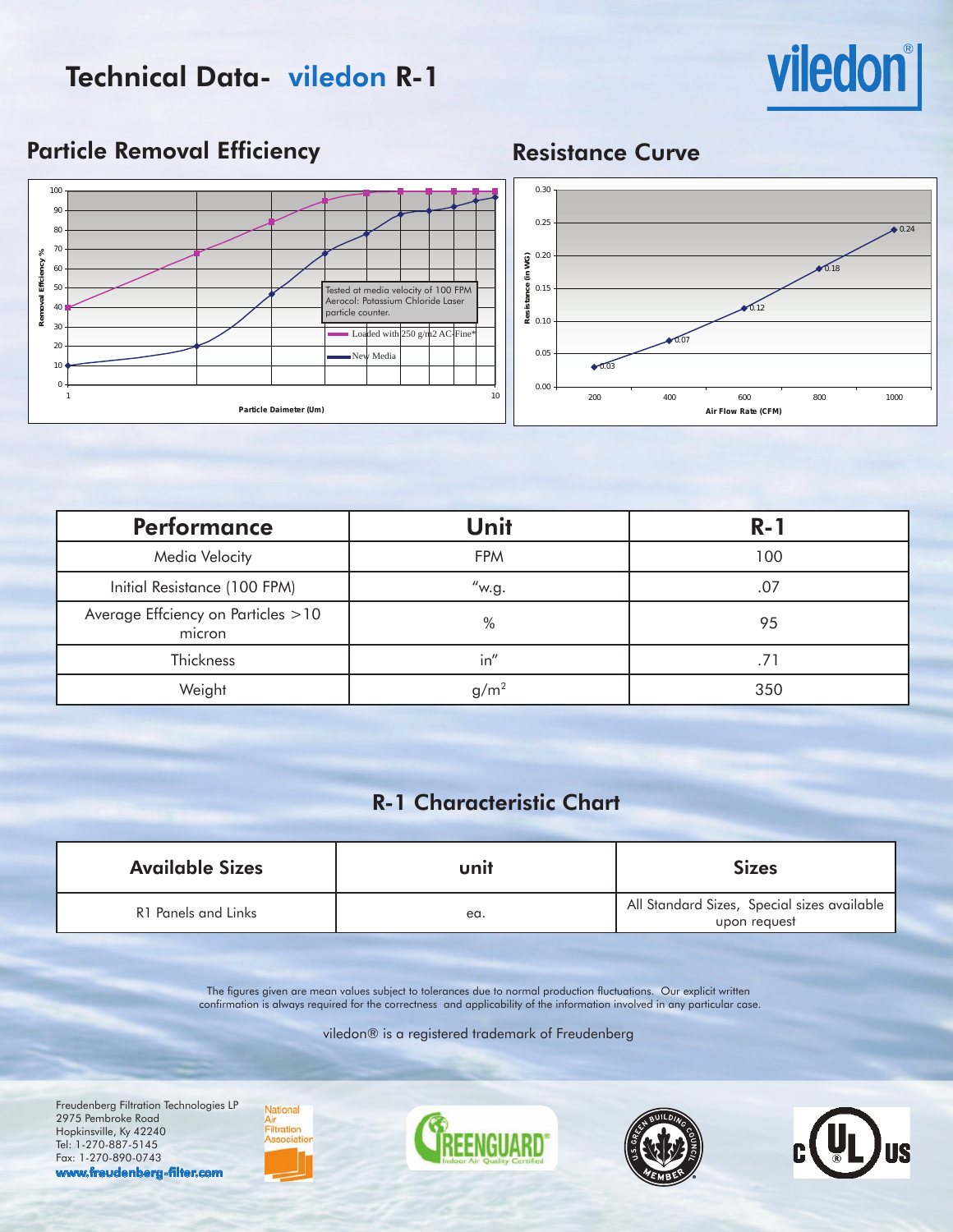# Technical Data- viledon R-1

viledon®

## Particle Removal Efficiency

Removal Efficiency %

100
90
80
70
60
50
40
30
20
10
0

1
10

Particle Daimeter (Um)

Tested at media velocity of 100 FPM
Aerocol: Potassium Chloride Laser particle counter.

Loaded with 250 g/m2 AC-Fine*

New Media

## Resistance Curve

Resistance (in WG)

0.30
0.25
0.20
0.15
0.10
0.05
0.00

200
400
600
800
1000

Air Flow Rate (CFM)

0.03
0.07
0.12
0.18
0.24

| Performance | Unit | R-1 |
| --- | --- | --- |
| Media Velocity | FPM | 100 |
| Initial Resistance (100 FPM) | "w.g. | .07 |
| Average Effciency on Particles >10 micron | % | 95 |
| Thickness | in" | .71 |
| Weight | $g/m^2$ | 350 |

## R-1 Characteristic Chart

| Available Sizes | unit | Sizes |
| --- | --- | --- |
| R1 Panels and Links | ea. | All Standard Sizes, Special sizes available upon request |

The figures given are mean values subject to tolerances due to normal production fluctuations. Our explicit written confirmation is always required for the correctness and applicability of the information involved in any particular case.

viledon® is a registered trademark of Freudenberg

Freudenberg Filtration Technologies LP
2975 Pembroke Road
Hopkinsville, Ky 42240
Tel: 1-270-887-5145
Fax: 1-270-890-0743
www.freudenberg-filter.com

National Air Filtration Association

GREENGUARD® Indoor Air Quality Certified

U.S. Green Building Council Member

c UL US